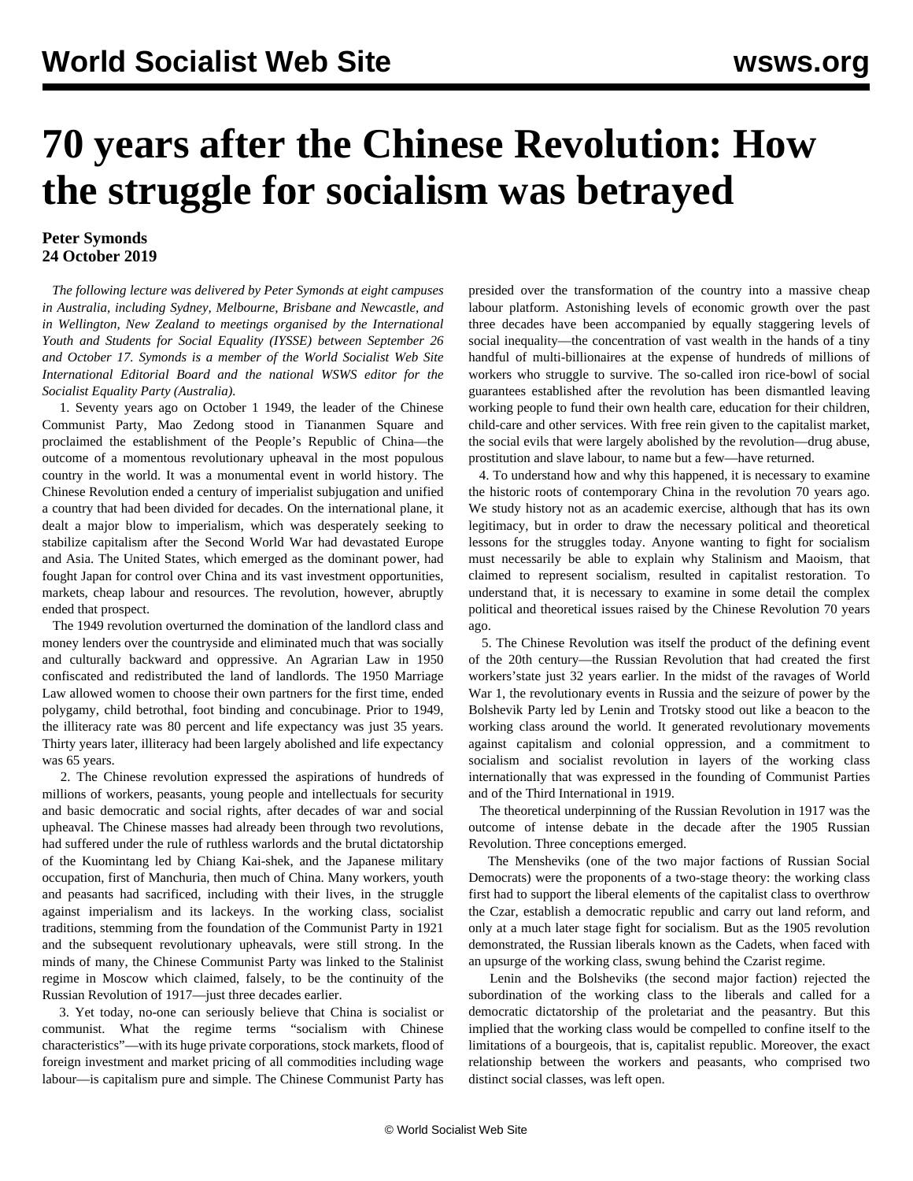# 70 years after the Chinese Revolution: How the struggle for socialism was betrayed

**Peter Symonds**
**24 October 2019**

*The following lecture was delivered by Peter Symonds at eight campuses in Australia, including Sydney, Melbourne, Brisbane and Newcastle, and in Wellington, New Zealand to meetings organised by the International Youth and Students for Social Equality (IYSSE) between September 26 and October 17. Symonds is a member of the World Socialist Web Site International Editorial Board and the national WSWS editor for the Socialist Equality Party (Australia).*

1. Seventy years ago on October 1 1949, the leader of the Chinese Communist Party, Mao Zedong stood in Tiananmen Square and proclaimed the establishment of the People's Republic of China—the outcome of a momentous revolutionary upheaval in the most populous country in the world. It was a monumental event in world history. The Chinese Revolution ended a century of imperialist subjugation and unified a country that had been divided for decades. On the international plane, it dealt a major blow to imperialism, which was desperately seeking to stabilize capitalism after the Second World War had devastated Europe and Asia. The United States, which emerged as the dominant power, had fought Japan for control over China and its vast investment opportunities, markets, cheap labour and resources. The revolution, however, abruptly ended that prospect.

The 1949 revolution overturned the domination of the landlord class and money lenders over the countryside and eliminated much that was socially and culturally backward and oppressive. An Agrarian Law in 1950 confiscated and redistributed the land of landlords. The 1950 Marriage Law allowed women to choose their own partners for the first time, ended polygamy, child betrothal, foot binding and concubinage. Prior to 1949, the illiteracy rate was 80 percent and life expectancy was just 35 years. Thirty years later, illiteracy had been largely abolished and life expectancy was 65 years.

2. The Chinese revolution expressed the aspirations of hundreds of millions of workers, peasants, young people and intellectuals for security and basic democratic and social rights, after decades of war and social upheaval. The Chinese masses had already been through two revolutions, had suffered under the rule of ruthless warlords and the brutal dictatorship of the Kuomintang led by Chiang Kai-shek, and the Japanese military occupation, first of Manchuria, then much of China. Many workers, youth and peasants had sacrificed, including with their lives, in the struggle against imperialism and its lackeys. In the working class, socialist traditions, stemming from the foundation of the Communist Party in 1921 and the subsequent revolutionary upheavals, were still strong. In the minds of many, the Chinese Communist Party was linked to the Stalinist regime in Moscow which claimed, falsely, to be the continuity of the Russian Revolution of 1917—just three decades earlier.

3. Yet today, no-one can seriously believe that China is socialist or communist. What the regime terms "socialism with Chinese characteristics"—with its huge private corporations, stock markets, flood of foreign investment and market pricing of all commodities including wage labour—is capitalism pure and simple. The Chinese Communist Party has presided over the transformation of the country into a massive cheap labour platform. Astonishing levels of economic growth over the past three decades have been accompanied by equally staggering levels of social inequality—the concentration of vast wealth in the hands of a tiny handful of multi-billionaires at the expense of hundreds of millions of workers who struggle to survive. The so-called iron rice-bowl of social guarantees established after the revolution has been dismantled leaving working people to fund their own health care, education for their children, child-care and other services. With free rein given to the capitalist market, the social evils that were largely abolished by the revolution—drug abuse, prostitution and slave labour, to name but a few—have returned.

4. To understand how and why this happened, it is necessary to examine the historic roots of contemporary China in the revolution 70 years ago. We study history not as an academic exercise, although that has its own legitimacy, but in order to draw the necessary political and theoretical lessons for the struggles today. Anyone wanting to fight for socialism must necessarily be able to explain why Stalinism and Maoism, that claimed to represent socialism, resulted in capitalist restoration. To understand that, it is necessary to examine in some detail the complex political and theoretical issues raised by the Chinese Revolution 70 years ago.

5. The Chinese Revolution was itself the product of the defining event of the 20th century—the Russian Revolution that had created the first workers'state just 32 years earlier. In the midst of the ravages of World War 1, the revolutionary events in Russia and the seizure of power by the Bolshevik Party led by Lenin and Trotsky stood out like a beacon to the working class around the world. It generated revolutionary movements against capitalism and colonial oppression, and a commitment to socialism and socialist revolution in layers of the working class internationally that was expressed in the founding of Communist Parties and of the Third International in 1919.

The theoretical underpinning of the Russian Revolution in 1917 was the outcome of intense debate in the decade after the 1905 Russian Revolution. Three conceptions emerged.

The Mensheviks (one of the two major factions of Russian Social Democrats) were the proponents of a two-stage theory: the working class first had to support the liberal elements of the capitalist class to overthrow the Czar, establish a democratic republic and carry out land reform, and only at a much later stage fight for socialism. But as the 1905 revolution demonstrated, the Russian liberals known as the Cadets, when faced with an upsurge of the working class, swung behind the Czarist regime.

Lenin and the Bolsheviks (the second major faction) rejected the subordination of the working class to the liberals and called for a democratic dictatorship of the proletariat and the peasantry. But this implied that the working class would be compelled to confine itself to the limitations of a bourgeois, that is, capitalist republic. Moreover, the exact relationship between the workers and peasants, who comprised two distinct social classes, was left open.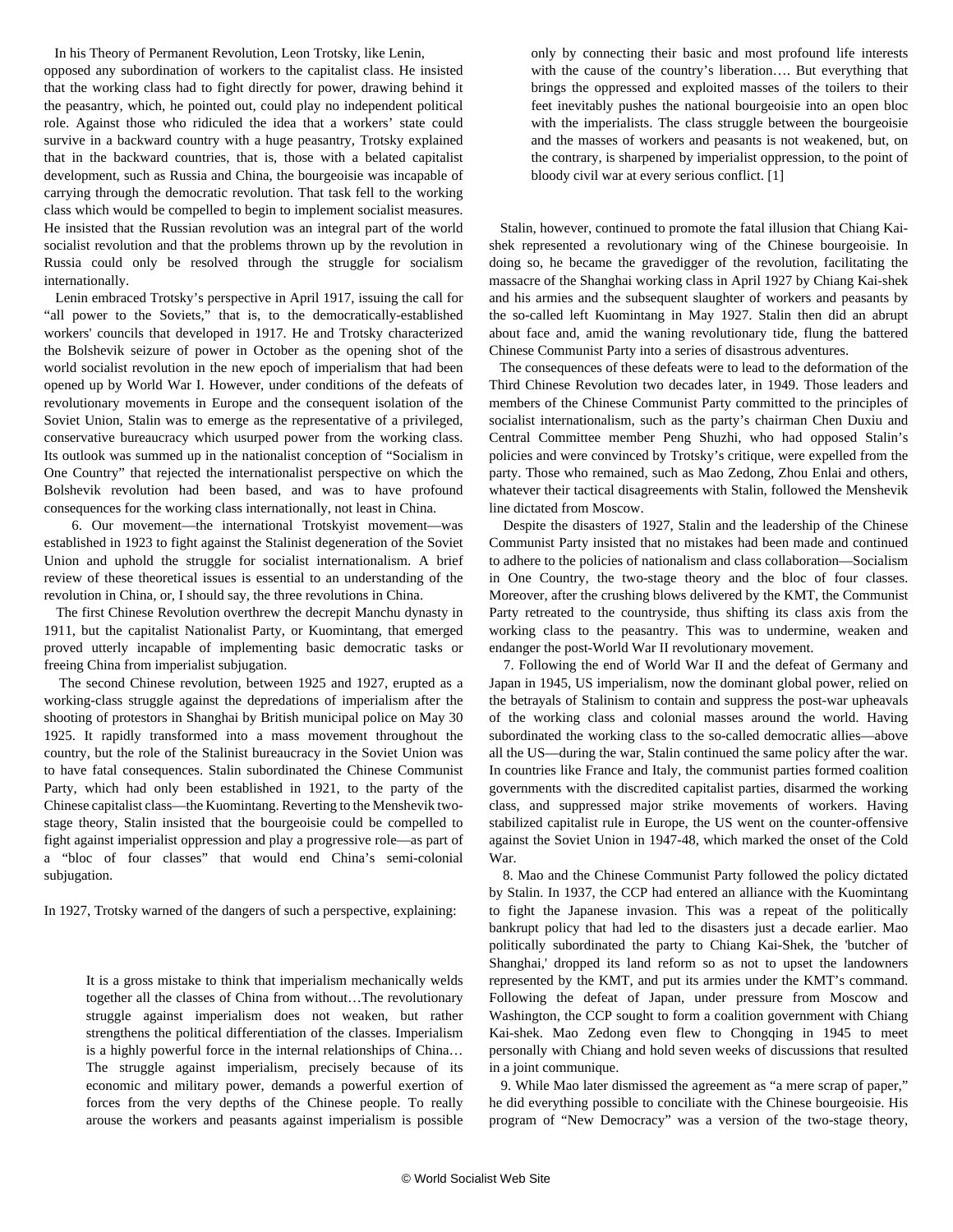In his Theory of Permanent Revolution, Leon Trotsky, like Lenin, opposed any subordination of workers to the capitalist class. He insisted that the working class had to fight directly for power, drawing behind it the peasantry, which, he pointed out, could play no independent political role. Against those who ridiculed the idea that a workers' state could survive in a backward country with a huge peasantry, Trotsky explained that in the backward countries, that is, those with a belated capitalist development, such as Russia and China, the bourgeoisie was incapable of carrying through the democratic revolution. That task fell to the working class which would be compelled to begin to implement socialist measures. He insisted that the Russian revolution was an integral part of the world socialist revolution and that the problems thrown up by the revolution in Russia could only be resolved through the struggle for socialism internationally.

Lenin embraced Trotsky's perspective in April 1917, issuing the call for "all power to the Soviets," that is, to the democratically-established workers' councils that developed in 1917. He and Trotsky characterized the Bolshevik seizure of power in October as the opening shot of the world socialist revolution in the new epoch of imperialism that had been opened up by World War I. However, under conditions of the defeats of revolutionary movements in Europe and the consequent isolation of the Soviet Union, Stalin was to emerge as the representative of a privileged, conservative bureaucracy which usurped power from the working class. Its outlook was summed up in the nationalist conception of "Socialism in One Country" that rejected the internationalist perspective on which the Bolshevik revolution had been based, and was to have profound consequences for the working class internationally, not least in China.

6. Our movement—the international Trotskyist movement—was established in 1923 to fight against the Stalinist degeneration of the Soviet Union and uphold the struggle for socialist internationalism. A brief review of these theoretical issues is essential to an understanding of the revolution in China, or, I should say, the three revolutions in China.

The first Chinese Revolution overthrew the decrepit Manchu dynasty in 1911, but the capitalist Nationalist Party, or Kuomintang, that emerged proved utterly incapable of implementing basic democratic tasks or freeing China from imperialist subjugation.

The second Chinese revolution, between 1925 and 1927, erupted as a working-class struggle against the depredations of imperialism after the shooting of protestors in Shanghai by British municipal police on May 30 1925. It rapidly transformed into a mass movement throughout the country, but the role of the Stalinist bureaucracy in the Soviet Union was to have fatal consequences. Stalin subordinated the Chinese Communist Party, which had only been established in 1921, to the party of the Chinese capitalist class—the Kuomintang. Reverting to the Menshevik two-stage theory, Stalin insisted that the bourgeoisie could be compelled to fight against imperialist oppression and play a progressive role—as part of a "bloc of four classes" that would end China's semi-colonial subjugation.

In 1927, Trotsky warned of the dangers of such a perspective, explaining:

> It is a gross mistake to think that imperialism mechanically welds together all the classes of China from without…The revolutionary struggle against imperialism does not weaken, but rather strengthens the political differentiation of the classes. Imperialism is a highly powerful force in the internal relationships of China… The struggle against imperialism, precisely because of its economic and military power, demands a powerful exertion of forces from the very depths of the Chinese people. To really arouse the workers and peasants against imperialism is possible only by connecting their basic and most profound life interests with the cause of the country's liberation…. But everything that brings the oppressed and exploited masses of the toilers to their feet inevitably pushes the national bourgeoisie into an open bloc with the imperialists. The class struggle between the bourgeoisie and the masses of workers and peasants is not weakened, but, on the contrary, is sharpened by imperialist oppression, to the point of bloody civil war at every serious conflict. [1]

Stalin, however, continued to promote the fatal illusion that Chiang Kai-shek represented a revolutionary wing of the Chinese bourgeoisie. In doing so, he became the gravedigger of the revolution, facilitating the massacre of the Shanghai working class in April 1927 by Chiang Kai-shek and his armies and the subsequent slaughter of workers and peasants by the so-called left Kuomintang in May 1927. Stalin then did an abrupt about face and, amid the waning revolutionary tide, flung the battered Chinese Communist Party into a series of disastrous adventures.

The consequences of these defeats were to lead to the deformation of the Third Chinese Revolution two decades later, in 1949. Those leaders and members of the Chinese Communist Party committed to the principles of socialist internationalism, such as the party's chairman Chen Duxiu and Central Committee member Peng Shuzhi, who had opposed Stalin's policies and were convinced by Trotsky's critique, were expelled from the party. Those who remained, such as Mao Zedong, Zhou Enlai and others, whatever their tactical disagreements with Stalin, followed the Menshevik line dictated from Moscow.

Despite the disasters of 1927, Stalin and the leadership of the Chinese Communist Party insisted that no mistakes had been made and continued to adhere to the policies of nationalism and class collaboration—Socialism in One Country, the two-stage theory and the bloc of four classes. Moreover, after the crushing blows delivered by the KMT, the Communist Party retreated to the countryside, thus shifting its class axis from the working class to the peasantry. This was to undermine, weaken and endanger the post-World War II revolutionary movement.

7. Following the end of World War II and the defeat of Germany and Japan in 1945, US imperialism, now the dominant global power, relied on the betrayals of Stalinism to contain and suppress the post-war upheavals of the working class and colonial masses around the world. Having subordinated the working class to the so-called democratic allies—above all the US—during the war, Stalin continued the same policy after the war. In countries like France and Italy, the communist parties formed coalition governments with the discredited capitalist parties, disarmed the working class, and suppressed major strike movements of workers. Having stabilized capitalist rule in Europe, the US went on the counter-offensive against the Soviet Union in 1947-48, which marked the onset of the Cold War.

8. Mao and the Chinese Communist Party followed the policy dictated by Stalin. In 1937, the CCP had entered an alliance with the Kuomintang to fight the Japanese invasion. This was a repeat of the politically bankrupt policy that had led to the disasters just a decade earlier. Mao politically subordinated the party to Chiang Kai-Shek, the 'butcher of Shanghai,' dropped its land reform so as not to upset the landowners represented by the KMT, and put its armies under the KMT's command. Following the defeat of Japan, under pressure from Moscow and Washington, the CCP sought to form a coalition government with Chiang Kai-shek. Mao Zedong even flew to Chongqing in 1945 to meet personally with Chiang and hold seven weeks of discussions that resulted in a joint communique.

9. While Mao later dismissed the agreement as "a mere scrap of paper," he did everything possible to conciliate with the Chinese bourgeoisie. His program of "New Democracy" was a version of the two-stage theory,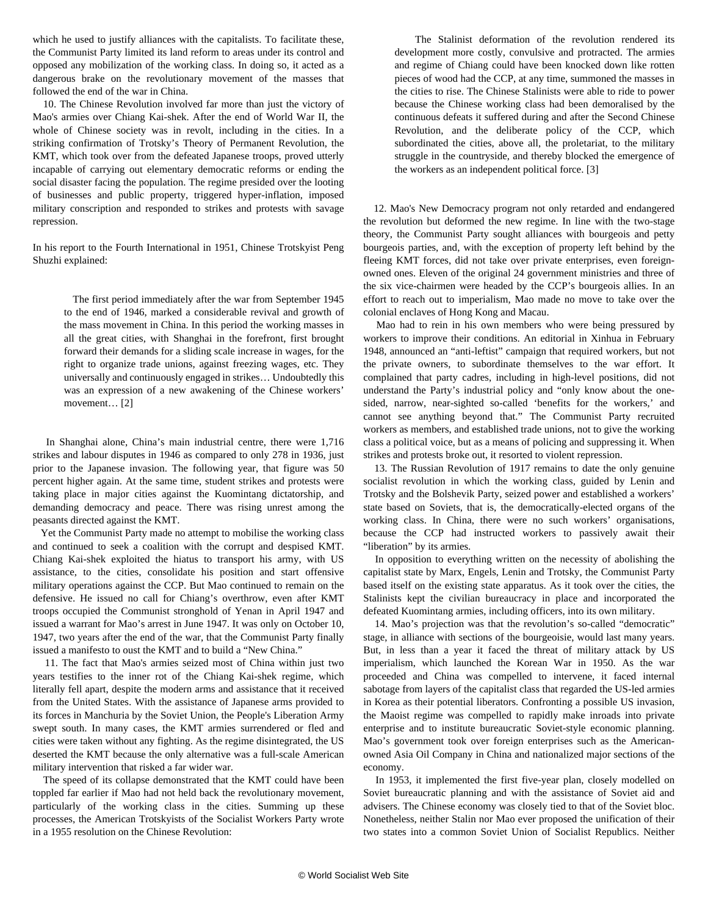which he used to justify alliances with the capitalists. To facilitate these, the Communist Party limited its land reform to areas under its control and opposed any mobilization of the working class. In doing so, it acted as a dangerous brake on the revolutionary movement of the masses that followed the end of the war in China.

10. The Chinese Revolution involved far more than just the victory of Mao's armies over Chiang Kai-shek. After the end of World War II, the whole of Chinese society was in revolt, including in the cities. In a striking confirmation of Trotsky's Theory of Permanent Revolution, the KMT, which took over from the defeated Japanese troops, proved utterly incapable of carrying out elementary democratic reforms or ending the social disaster facing the population. The regime presided over the looting of businesses and public property, triggered hyper-inflation, imposed military conscription and responded to strikes and protests with savage repression.

In his report to the Fourth International in 1951, Chinese Trotskyist Peng Shuzhi explained:

> The first period immediately after the war from September 1945 to the end of 1946, marked a considerable revival and growth of the mass movement in China. In this period the working masses in all the great cities, with Shanghai in the forefront, first brought forward their demands for a sliding scale increase in wages, for the right to organize trade unions, against freezing wages, etc. They universally and continuously engaged in strikes… Undoubtedly this was an expression of a new awakening of the Chinese workers' movement… [2]

In Shanghai alone, China's main industrial centre, there were 1,716 strikes and labour disputes in 1946 as compared to only 278 in 1936, just prior to the Japanese invasion. The following year, that figure was 50 percent higher again. At the same time, student strikes and protests were taking place in major cities against the Kuomintang dictatorship, and demanding democracy and peace. There was rising unrest among the peasants directed against the KMT.

Yet the Communist Party made no attempt to mobilise the working class and continued to seek a coalition with the corrupt and despised KMT. Chiang Kai-shek exploited the hiatus to transport his army, with US assistance, to the cities, consolidate his position and start offensive military operations against the CCP. But Mao continued to remain on the defensive. He issued no call for Chiang's overthrow, even after KMT troops occupied the Communist stronghold of Yenan in April 1947 and issued a warrant for Mao's arrest in June 1947. It was only on October 10, 1947, two years after the end of the war, that the Communist Party finally issued a manifesto to oust the KMT and to build a "New China."

11. The fact that Mao's armies seized most of China within just two years testifies to the inner rot of the Chiang Kai-shek regime, which literally fell apart, despite the modern arms and assistance that it received from the United States. With the assistance of Japanese arms provided to its forces in Manchuria by the Soviet Union, the People's Liberation Army swept south. In many cases, the KMT armies surrendered or fled and cities were taken without any fighting. As the regime disintegrated, the US deserted the KMT because the only alternative was a full-scale American military intervention that risked a far wider war.

The speed of its collapse demonstrated that the KMT could have been toppled far earlier if Mao had not held back the revolutionary movement, particularly of the working class in the cities. Summing up these processes, the American Trotskyists of the Socialist Workers Party wrote in a 1955 resolution on the Chinese Revolution:

> The Stalinist deformation of the revolution rendered its development more costly, convulsive and protracted. The armies and regime of Chiang could have been knocked down like rotten pieces of wood had the CCP, at any time, summoned the masses in the cities to rise. The Chinese Stalinists were able to ride to power because the Chinese working class had been demoralised by the continuous defeats it suffered during and after the Second Chinese Revolution, and the deliberate policy of the CCP, which subordinated the cities, above all, the proletariat, to the military struggle in the countryside, and thereby blocked the emergence of the workers as an independent political force. [3]

12. Mao's New Democracy program not only retarded and endangered the revolution but deformed the new regime. In line with the two-stage theory, the Communist Party sought alliances with bourgeois and petty bourgeois parties, and, with the exception of property left behind by the fleeing KMT forces, did not take over private enterprises, even foreign-owned ones. Eleven of the original 24 government ministries and three of the six vice-chairmen were headed by the CCP's bourgeois allies. In an effort to reach out to imperialism, Mao made no move to take over the colonial enclaves of Hong Kong and Macau.

Mao had to rein in his own members who were being pressured by workers to improve their conditions. An editorial in Xinhua in February 1948, announced an "anti-leftist" campaign that required workers, but not the private owners, to subordinate themselves to the war effort. It complained that party cadres, including in high-level positions, did not understand the Party's industrial policy and "only know about the one-sided, narrow, near-sighted so-called 'benefits for the workers,' and cannot see anything beyond that." The Communist Party recruited workers as members, and established trade unions, not to give the working class a political voice, but as a means of policing and suppressing it. When strikes and protests broke out, it resorted to violent repression.

13. The Russian Revolution of 1917 remains to date the only genuine socialist revolution in which the working class, guided by Lenin and Trotsky and the Bolshevik Party, seized power and established a workers' state based on Soviets, that is, the democratically-elected organs of the working class. In China, there were no such workers' organisations, because the CCP had instructed workers to passively await their "liberation" by its armies.

In opposition to everything written on the necessity of abolishing the capitalist state by Marx, Engels, Lenin and Trotsky, the Communist Party based itself on the existing state apparatus. As it took over the cities, the Stalinists kept the civilian bureaucracy in place and incorporated the defeated Kuomintang armies, including officers, into its own military.

14. Mao's projection was that the revolution's so-called "democratic" stage, in alliance with sections of the bourgeoisie, would last many years. But, in less than a year it faced the threat of military attack by US imperialism, which launched the Korean War in 1950. As the war proceeded and China was compelled to intervene, it faced internal sabotage from layers of the capitalist class that regarded the US-led armies in Korea as their potential liberators. Confronting a possible US invasion, the Maoist regime was compelled to rapidly make inroads into private enterprise and to institute bureaucratic Soviet-style economic planning. Mao's government took over foreign enterprises such as the American-owned Asia Oil Company in China and nationalized major sections of the economy.

In 1953, it implemented the first five-year plan, closely modelled on Soviet bureaucratic planning and with the assistance of Soviet aid and advisers. The Chinese economy was closely tied to that of the Soviet bloc. Nonetheless, neither Stalin nor Mao ever proposed the unification of their two states into a common Soviet Union of Socialist Republics. Neither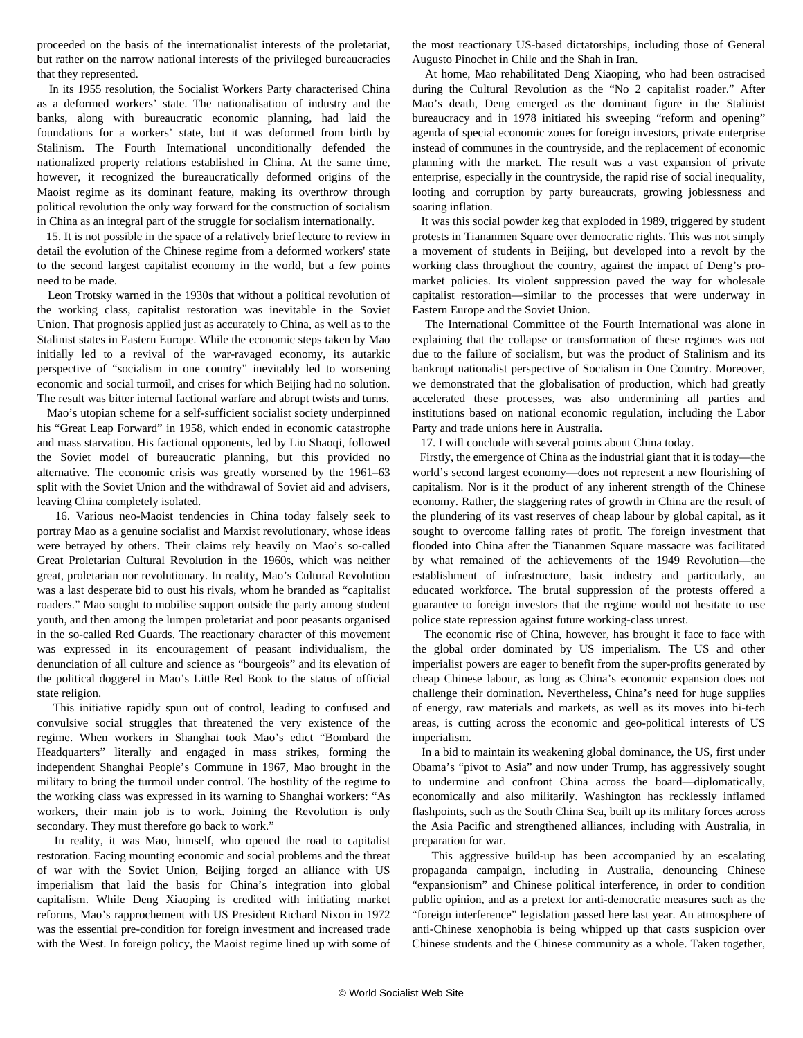proceeded on the basis of the internationalist interests of the proletariat, but rather on the narrow national interests of the privileged bureaucracies that they represented.

In its 1955 resolution, the Socialist Workers Party characterised China as a deformed workers' state. The nationalisation of industry and the banks, along with bureaucratic economic planning, had laid the foundations for a workers' state, but it was deformed from birth by Stalinism. The Fourth International unconditionally defended the nationalized property relations established in China. At the same time, however, it recognized the bureaucratically deformed origins of the Maoist regime as its dominant feature, making its overthrow through political revolution the only way forward for the construction of socialism in China as an integral part of the struggle for socialism internationally.

15. It is not possible in the space of a relatively brief lecture to review in detail the evolution of the Chinese regime from a deformed workers' state to the second largest capitalist economy in the world, but a few points need to be made.

Leon Trotsky warned in the 1930s that without a political revolution of the working class, capitalist restoration was inevitable in the Soviet Union. That prognosis applied just as accurately to China, as well as to the Stalinist states in Eastern Europe. While the economic steps taken by Mao initially led to a revival of the war-ravaged economy, its autarkic perspective of "socialism in one country" inevitably led to worsening economic and social turmoil, and crises for which Beijing had no solution. The result was bitter internal factional warfare and abrupt twists and turns.

Mao's utopian scheme for a self-sufficient socialist society underpinned his "Great Leap Forward" in 1958, which ended in economic catastrophe and mass starvation. His factional opponents, led by Liu Shaoqi, followed the Soviet model of bureaucratic planning, but this provided no alternative. The economic crisis was greatly worsened by the 1961–63 split with the Soviet Union and the withdrawal of Soviet aid and advisers, leaving China completely isolated.

16. Various neo-Maoist tendencies in China today falsely seek to portray Mao as a genuine socialist and Marxist revolutionary, whose ideas were betrayed by others. Their claims rely heavily on Mao's so-called Great Proletarian Cultural Revolution in the 1960s, which was neither great, proletarian nor revolutionary. In reality, Mao's Cultural Revolution was a last desperate bid to oust his rivals, whom he branded as "capitalist roaders." Mao sought to mobilise support outside the party among student youth, and then among the lumpen proletariat and poor peasants organised in the so-called Red Guards. The reactionary character of this movement was expressed in its encouragement of peasant individualism, the denunciation of all culture and science as "bourgeois" and its elevation of the political doggerel in Mao's Little Red Book to the status of official state religion.

This initiative rapidly spun out of control, leading to confused and convulsive social struggles that threatened the very existence of the regime. When workers in Shanghai took Mao's edict "Bombard the Headquarters" literally and engaged in mass strikes, forming the independent Shanghai People's Commune in 1967, Mao brought in the military to bring the turmoil under control. The hostility of the regime to the working class was expressed in its warning to Shanghai workers: "As workers, their main job is to work. Joining the Revolution is only secondary. They must therefore go back to work."

In reality, it was Mao, himself, who opened the road to capitalist restoration. Facing mounting economic and social problems and the threat of war with the Soviet Union, Beijing forged an alliance with US imperialism that laid the basis for China's integration into global capitalism. While Deng Xiaoping is credited with initiating market reforms, Mao's rapprochement with US President Richard Nixon in 1972 was the essential pre-condition for foreign investment and increased trade with the West. In foreign policy, the Maoist regime lined up with some of the most reactionary US-based dictatorships, including those of General Augusto Pinochet in Chile and the Shah in Iran.

At home, Mao rehabilitated Deng Xiaoping, who had been ostracised during the Cultural Revolution as the "No 2 capitalist roader." After Mao's death, Deng emerged as the dominant figure in the Stalinist bureaucracy and in 1978 initiated his sweeping "reform and opening" agenda of special economic zones for foreign investors, private enterprise instead of communes in the countryside, and the replacement of economic planning with the market. The result was a vast expansion of private enterprise, especially in the countryside, the rapid rise of social inequality, looting and corruption by party bureaucrats, growing joblessness and soaring inflation.

It was this social powder keg that exploded in 1989, triggered by student protests in Tiananmen Square over democratic rights. This was not simply a movement of students in Beijing, but developed into a revolt by the working class throughout the country, against the impact of Deng's pro-market policies. Its violent suppression paved the way for wholesale capitalist restoration—similar to the processes that were underway in Eastern Europe and the Soviet Union.

The International Committee of the Fourth International was alone in explaining that the collapse or transformation of these regimes was not due to the failure of socialism, but was the product of Stalinism and its bankrupt nationalist perspective of Socialism in One Country. Moreover, we demonstrated that the globalisation of production, which had greatly accelerated these processes, was also undermining all parties and institutions based on national economic regulation, including the Labor Party and trade unions here in Australia.

17. I will conclude with several points about China today.

Firstly, the emergence of China as the industrial giant that it is today—the world's second largest economy—does not represent a new flourishing of capitalism. Nor is it the product of any inherent strength of the Chinese economy. Rather, the staggering rates of growth in China are the result of the plundering of its vast reserves of cheap labour by global capital, as it sought to overcome falling rates of profit. The foreign investment that flooded into China after the Tiananmen Square massacre was facilitated by what remained of the achievements of the 1949 Revolution—the establishment of infrastructure, basic industry and particularly, an educated workforce. The brutal suppression of the protests offered a guarantee to foreign investors that the regime would not hesitate to use police state repression against future working-class unrest.

The economic rise of China, however, has brought it face to face with the global order dominated by US imperialism. The US and other imperialist powers are eager to benefit from the super-profits generated by cheap Chinese labour, as long as China's economic expansion does not challenge their domination. Nevertheless, China's need for huge supplies of energy, raw materials and markets, as well as its moves into hi-tech areas, is cutting across the economic and geo-political interests of US imperialism.

In a bid to maintain its weakening global dominance, the US, first under Obama's "pivot to Asia" and now under Trump, has aggressively sought to undermine and confront China across the board—diplomatically, economically and also militarily. Washington has recklessly inflamed flashpoints, such as the South China Sea, built up its military forces across the Asia Pacific and strengthened alliances, including with Australia, in preparation for war.

This aggressive build-up has been accompanied by an escalating propaganda campaign, including in Australia, denouncing Chinese "expansionism" and Chinese political interference, in order to condition public opinion, and as a pretext for anti-democratic measures such as the "foreign interference" legislation passed here last year. An atmosphere of anti-Chinese xenophobia is being whipped up that casts suspicion over Chinese students and the Chinese community as a whole. Taken together,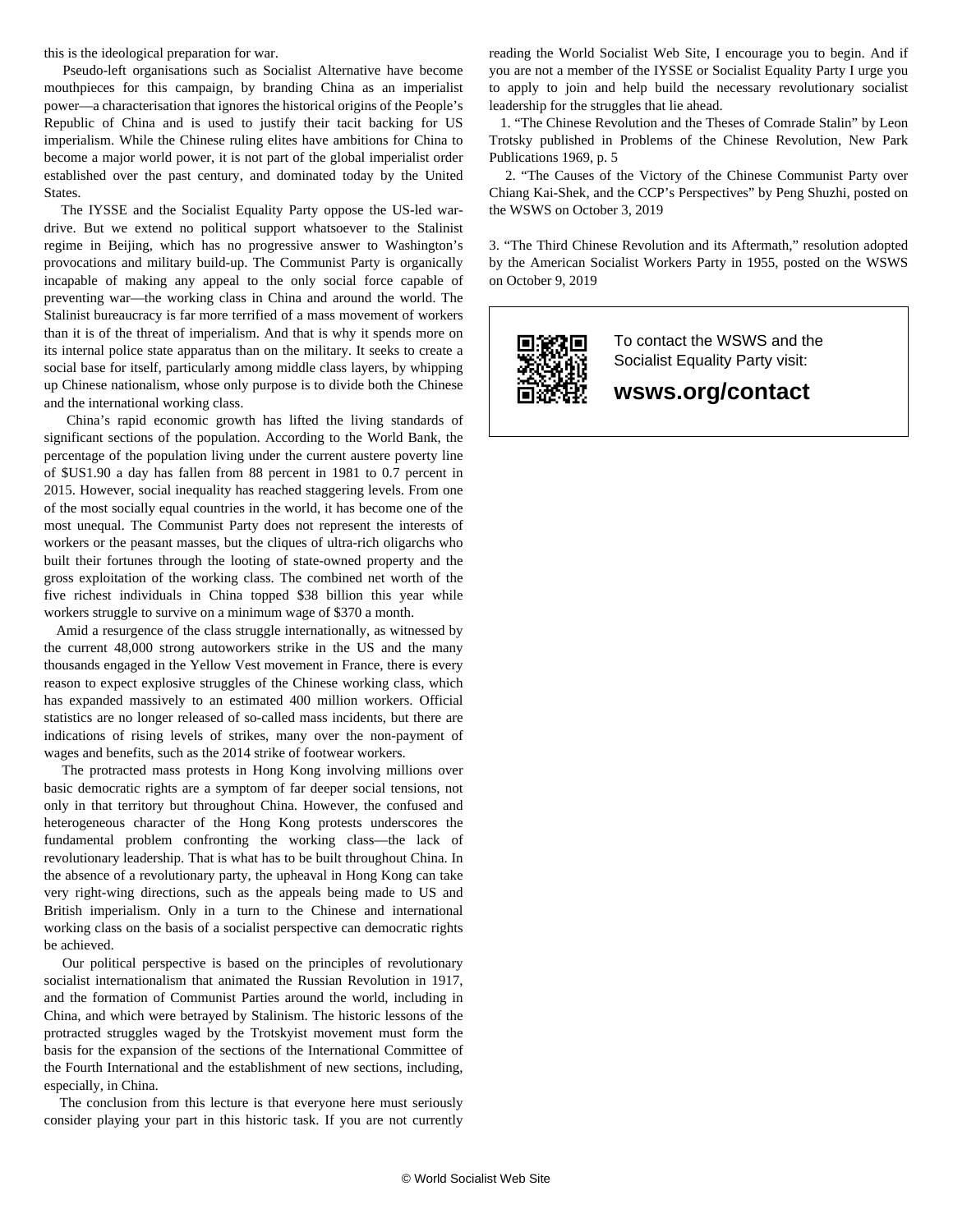this is the ideological preparation for war.

Pseudo-left organisations such as Socialist Alternative have become mouthpieces for this campaign, by branding China as an imperialist power—a characterisation that ignores the historical origins of the People's Republic of China and is used to justify their tacit backing for US imperialism. While the Chinese ruling elites have ambitions for China to become a major world power, it is not part of the global imperialist order established over the past century, and dominated today by the United States.

The IYSSE and the Socialist Equality Party oppose the US-led war-drive. But we extend no political support whatsoever to the Stalinist regime in Beijing, which has no progressive answer to Washington's provocations and military build-up. The Communist Party is organically incapable of making any appeal to the only social force capable of preventing war—the working class in China and around the world. The Stalinist bureaucracy is far more terrified of a mass movement of workers than it is of the threat of imperialism. And that is why it spends more on its internal police state apparatus than on the military. It seeks to create a social base for itself, particularly among middle class layers, by whipping up Chinese nationalism, whose only purpose is to divide both the Chinese and the international working class.

China's rapid economic growth has lifted the living standards of significant sections of the population. According to the World Bank, the percentage of the population living under the current austere poverty line of $US1.90 a day has fallen from 88 percent in 1981 to 0.7 percent in 2015. However, social inequality has reached staggering levels. From one of the most socially equal countries in the world, it has become one of the most unequal. The Communist Party does not represent the interests of workers or the peasant masses, but the cliques of ultra-rich oligarchs who built their fortunes through the looting of state-owned property and the gross exploitation of the working class. The combined net worth of the five richest individuals in China topped $38 billion this year while workers struggle to survive on a minimum wage of $370 a month.

Amid a resurgence of the class struggle internationally, as witnessed by the current 48,000 strong autoworkers strike in the US and the many thousands engaged in the Yellow Vest movement in France, there is every reason to expect explosive struggles of the Chinese working class, which has expanded massively to an estimated 400 million workers. Official statistics are no longer released of so-called mass incidents, but there are indications of rising levels of strikes, many over the non-payment of wages and benefits, such as the 2014 strike of footwear workers.

The protracted mass protests in Hong Kong involving millions over basic democratic rights are a symptom of far deeper social tensions, not only in that territory but throughout China. However, the confused and heterogeneous character of the Hong Kong protests underscores the fundamental problem confronting the working class—the lack of revolutionary leadership. That is what has to be built throughout China. In the absence of a revolutionary party, the upheaval in Hong Kong can take very right-wing directions, such as the appeals being made to US and British imperialism. Only in a turn to the Chinese and international working class on the basis of a socialist perspective can democratic rights be achieved.

Our political perspective is based on the principles of revolutionary socialist internationalism that animated the Russian Revolution in 1917, and the formation of Communist Parties around the world, including in China, and which were betrayed by Stalinism. The historic lessons of the protracted struggles waged by the Trotskyist movement must form the basis for the expansion of the sections of the International Committee of the Fourth International and the establishment of new sections, including, especially, in China.

The conclusion from this lecture is that everyone here must seriously consider playing your part in this historic task. If you are not currently reading the World Socialist Web Site, I encourage you to begin. And if you are not a member of the IYSSE or Socialist Equality Party I urge you to apply to join and help build the necessary revolutionary socialist leadership for the struggles that lie ahead.

1. "The Chinese Revolution and the Theses of Comrade Stalin" by Leon Trotsky published in Problems of the Chinese Revolution, New Park Publications 1969, p. 5

2. "The Causes of the Victory of the Chinese Communist Party over Chiang Kai-Shek, and the CCP's Perspectives" by Peng Shuzhi, posted on the WSWS on October 3, 2019

3. "The Third Chinese Revolution and its Aftermath," resolution adopted by the American Socialist Workers Party in 1955, posted on the WSWS on October 9, 2019

To contact the WSWS and the Socialist Equality Party visit:

**wsws.org/contact**